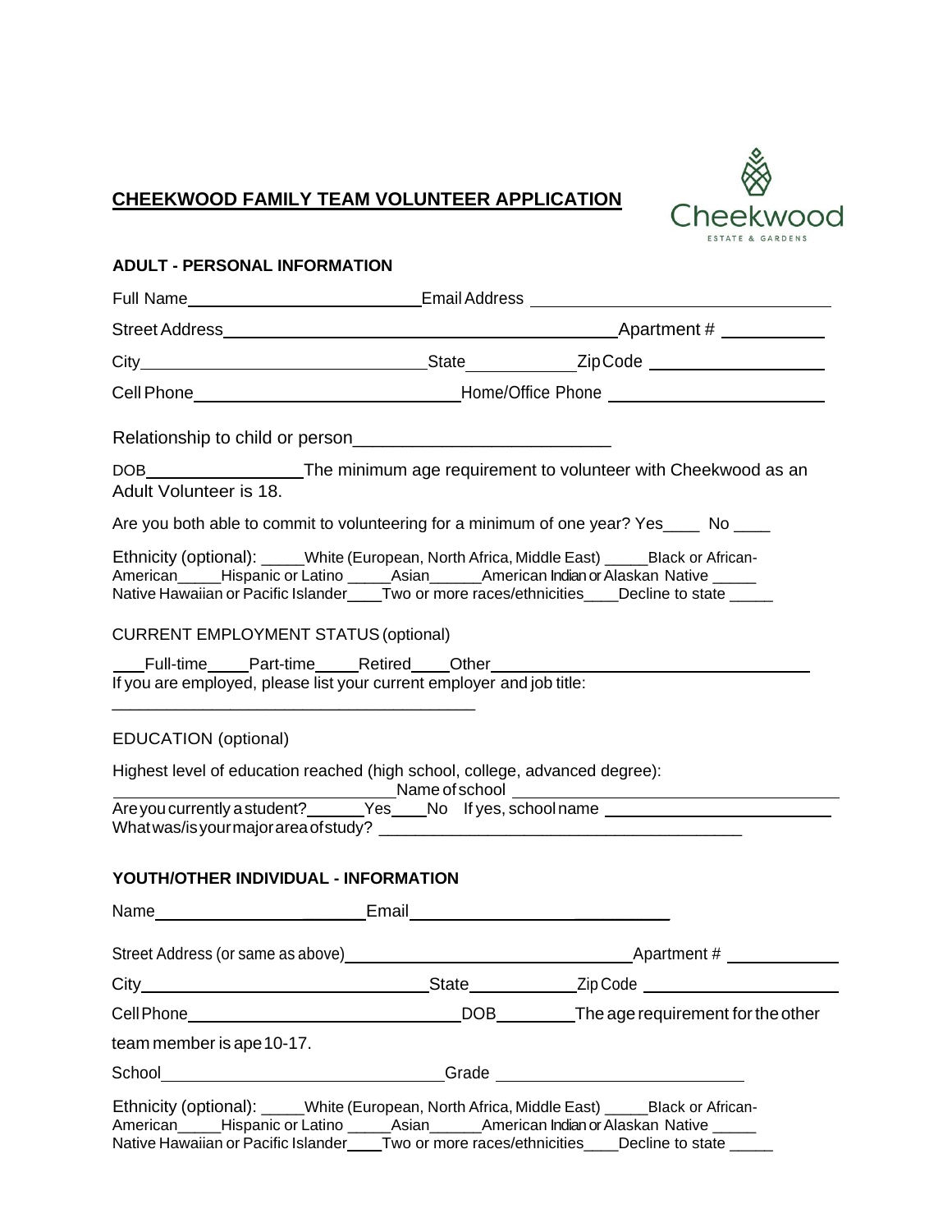# CHEEKWOOD FAMILY TEAM VOLUNTEER APPLICATION

Cheekwood ESTATE & GARDENS

## ADULT - PERSONAL INFORMATION

Full Name________________________ Email Address ________________________________

Street Address__________________________________________ Apartment # __________

City_______________________________ State___________ Zip Code __________________

Cell Phone____________________________ Home/Office Phone ______________________

Relationship to child or person__________________________

DOB________________ The minimum age requirement to volunteer with Cheekwood as an Adult Volunteer is 18.

Are you both able to commit to volunteering for a minimum of one year? Yes____ No ____

Ethnicity (optional): _____White (European, North Africa, Middle East) _____Black or African-American_____Hispanic or Latino _____Asian______American Indian or Alaskan Native _____ Native Hawaiian or Pacific Islander____Two or more races/ethnicities____Decline to state _____

CURRENT EMPLOYMENT STATUS (optional)

___Full-time____Part-time____Retired____Other___________________________________

If you are employed, please list your current employer and job title:

_______________________________________

EDUCATION (optional)

Highest level of education reached (high school, college, advanced degree):

______________________________ Name of school ___________________________________

Are you currently a student?______Yes____No If yes, school name ________________________

What was/is your major area of study? ______________________________________

## YOUTH/OTHER INDIVIDUAL - INFORMATION

Name______________________ Email___________________________

Street Address (or same as above)_______________________________ Apartment # ___________

City_______________________________ State___________ Zip Code _____________________

Cell Phone______________________________ DOB_________ The age requirement for the other team member is ape 10-17.

School______________________________ Grade ___________________________

Ethnicity (optional): _____White (European, North Africa, Middle East) _____Black or African-American_____Hispanic or Latino _____Asian______American Indian or Alaskan Native _____ Native Hawaiian or Pacific Islander____Two or more races/ethnicities____Decline to state _____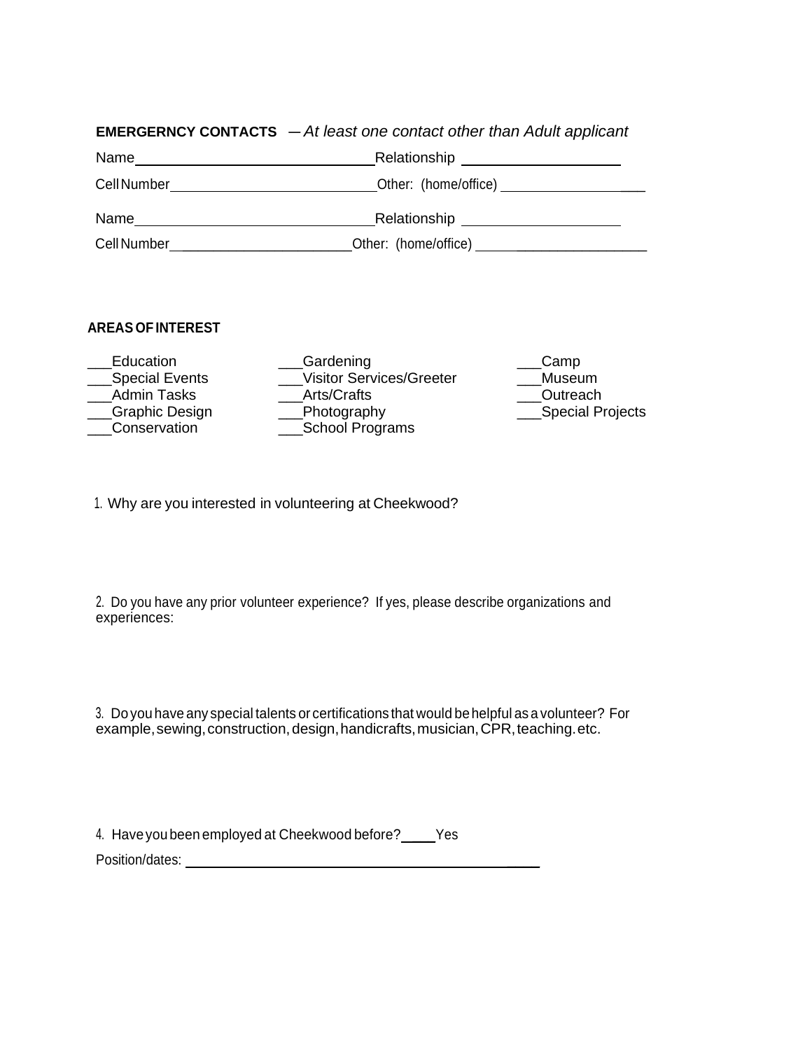**EMERGERNCY CONTACTS** – *At least one contact other than Adult applicant*

Name_______________________________ Relationship ____________________

Cell Number___________________________ Other: (home/office) ____________________

Name_______________________________ Relationship ____________________

Cell Number_______________________ Other: (home/office) ____________________

**AREAS OF INTEREST**

___Education
___Special Events
___Admin Tasks
___Graphic Design
___Conservation

___Gardening
___Visitor Services/Greeter
___Arts/Crafts
___Photography
___School Programs

___Camp
___Museum
___Outreach
___Special Projects

1. Why are you interested in volunteering at Cheekwood?

2. Do you have any prior volunteer experience? If yes, please describe organizations and experiences:

3. Do you have any special talents or certifications that would be helpful as a volunteer? For example, sewing, construction, design, handicrafts, musician, CPR, teaching. etc.

4. Have you been employed at Cheekwood before? ____Yes

Position/dates: ______________________________________________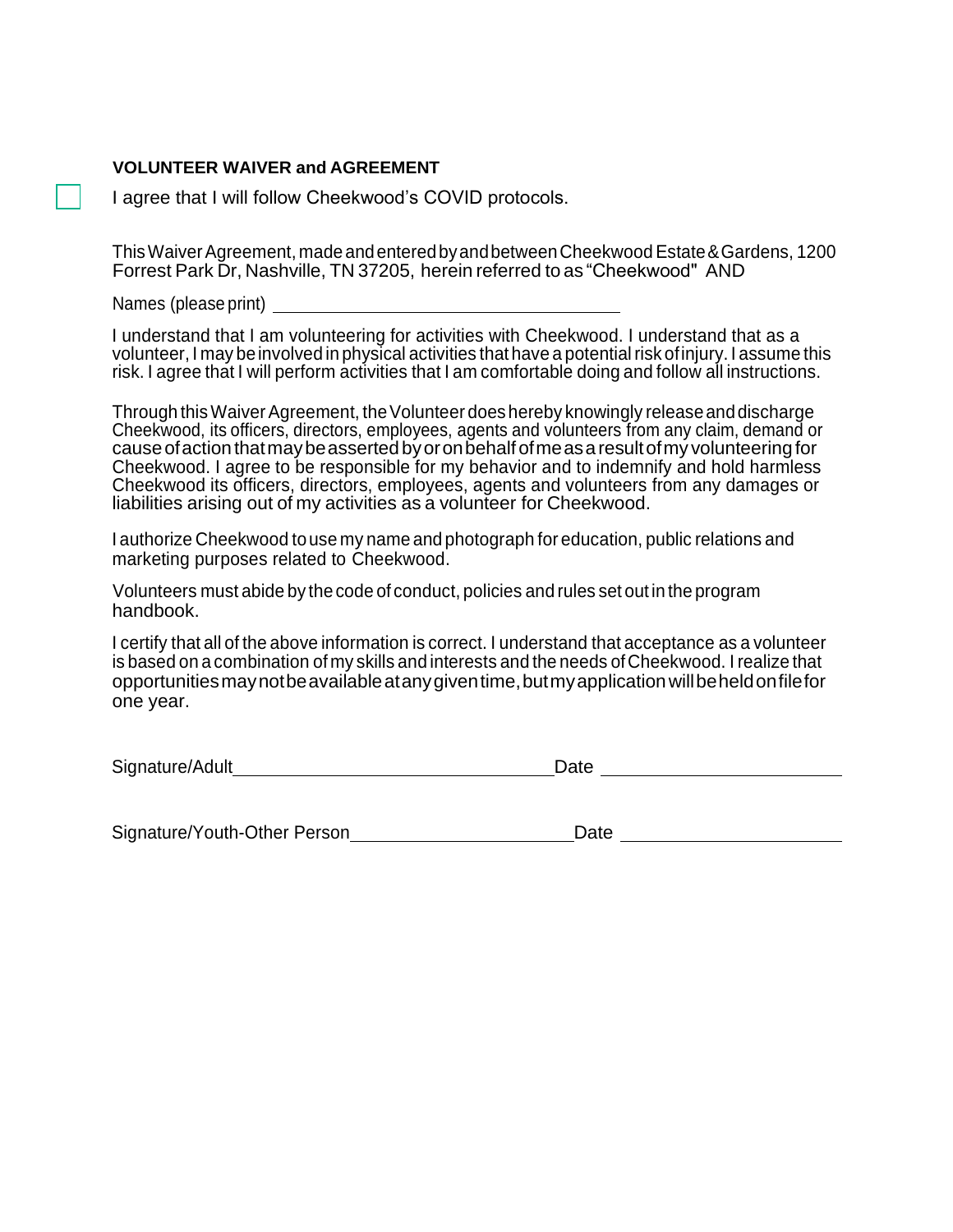**VOLUNTEER WAIVER and AGREEMENT**

☐ I agree that I will follow Cheekwood's COVID protocols.

This Waiver Agreement, made and entered by and between Cheekwood Estate & Gardens, 1200 Forrest Park Dr, Nashville, TN 37205, herein referred to as "Cheekwood" AND

Names (please print) ___________________________________

I understand that I am volunteering for activities with Cheekwood. I understand that as a volunteer, I may be involved in physical activities that have a potential risk of injury. I assume this risk. I agree that I will perform activities that I am comfortable doing and follow all instructions.

Through this Waiver Agreement, the Volunteer does hereby knowingly release and discharge Cheekwood, its officers, directors, employees, agents and volunteers from any claim, demand or cause of action that may be asserted by or on behalf of me as a result of my volunteering for Cheekwood. I agree to be responsible for my behavior and to indemnify and hold harmless Cheekwood its officers, directors, employees, agents and volunteers from any damages or liabilities arising out of my activities as a volunteer for Cheekwood.

I authorize Cheekwood to use my name and photograph for education, public relations and marketing purposes related to Cheekwood.

Volunteers must abide by the code of conduct, policies and rules set out in the program handbook.

I certify that all of the above information is correct. I understand that acceptance as a volunteer is based on a combination of my skills and interests and the needs of Cheekwood. I realize that opportunities may not be available at any given time, but my application will be held on file for one year.

Signature/Adult ________________________________ Date ________________________

Signature/Youth-Other Person ______________________ Date ______________________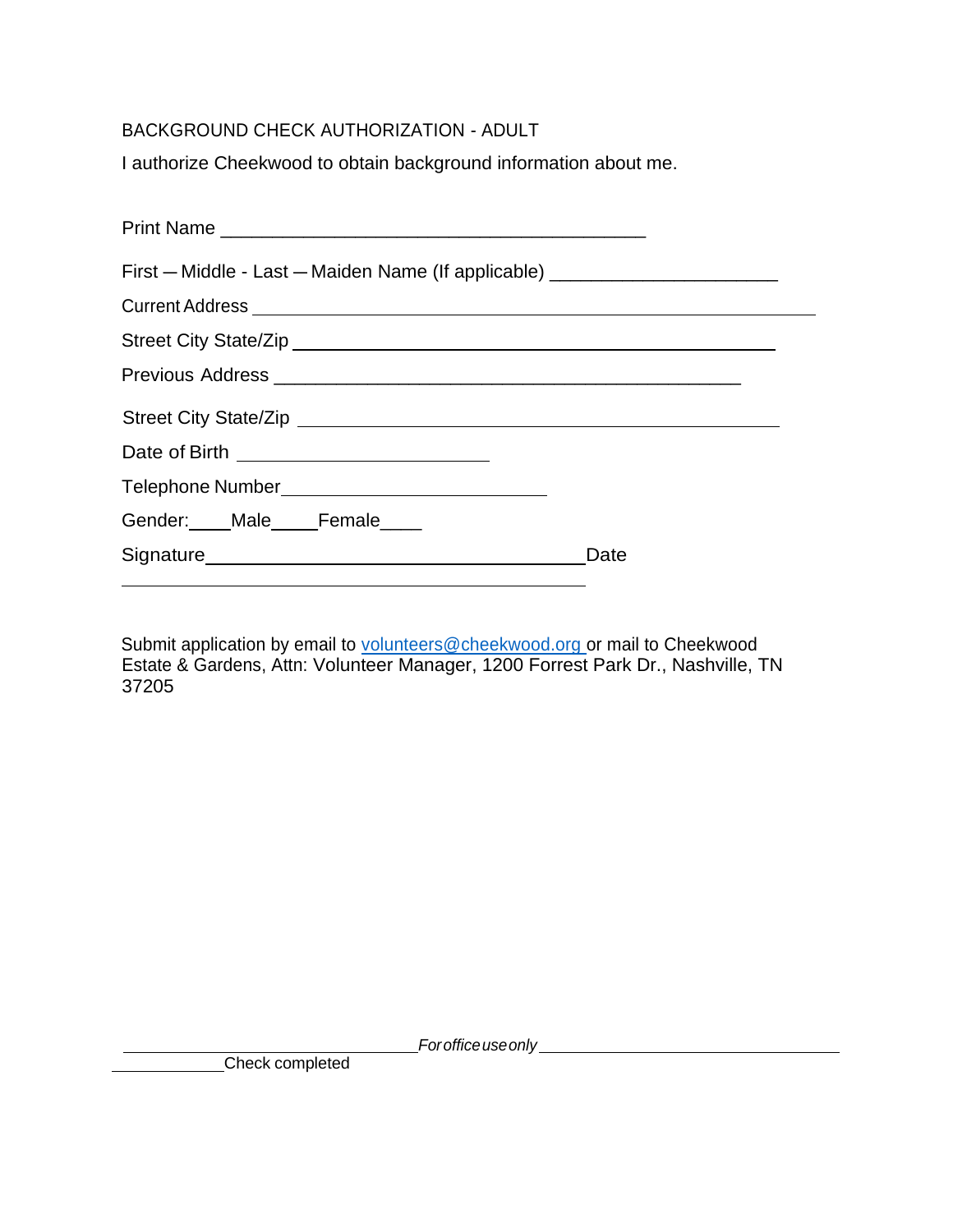BACKGROUND CHECK AUTHORIZATION - ADULT

I authorize Cheekwood to obtain background information about me.

Print Name ________________________________________

First – Middle - Last – Maiden Name (If applicable) ______________________

Current Address ____________________________________________________

Street City State/Zip ______________________________________________

Previous Address __________________________________________________

Street City State/Zip ______________________________________________

Date of Birth ________________________

Telephone Number_________________________

Gender:____Male____Female____

Signature____________________________________Date

______________________________________________

Submit application by email to volunteers@cheekwood.org or mail to Cheekwood Estate & Gardens, Attn: Volunteer Manager, 1200 Forrest Park Dr., Nashville, TN 37205

____________________________*For office use only*____________________________

__________Check completed